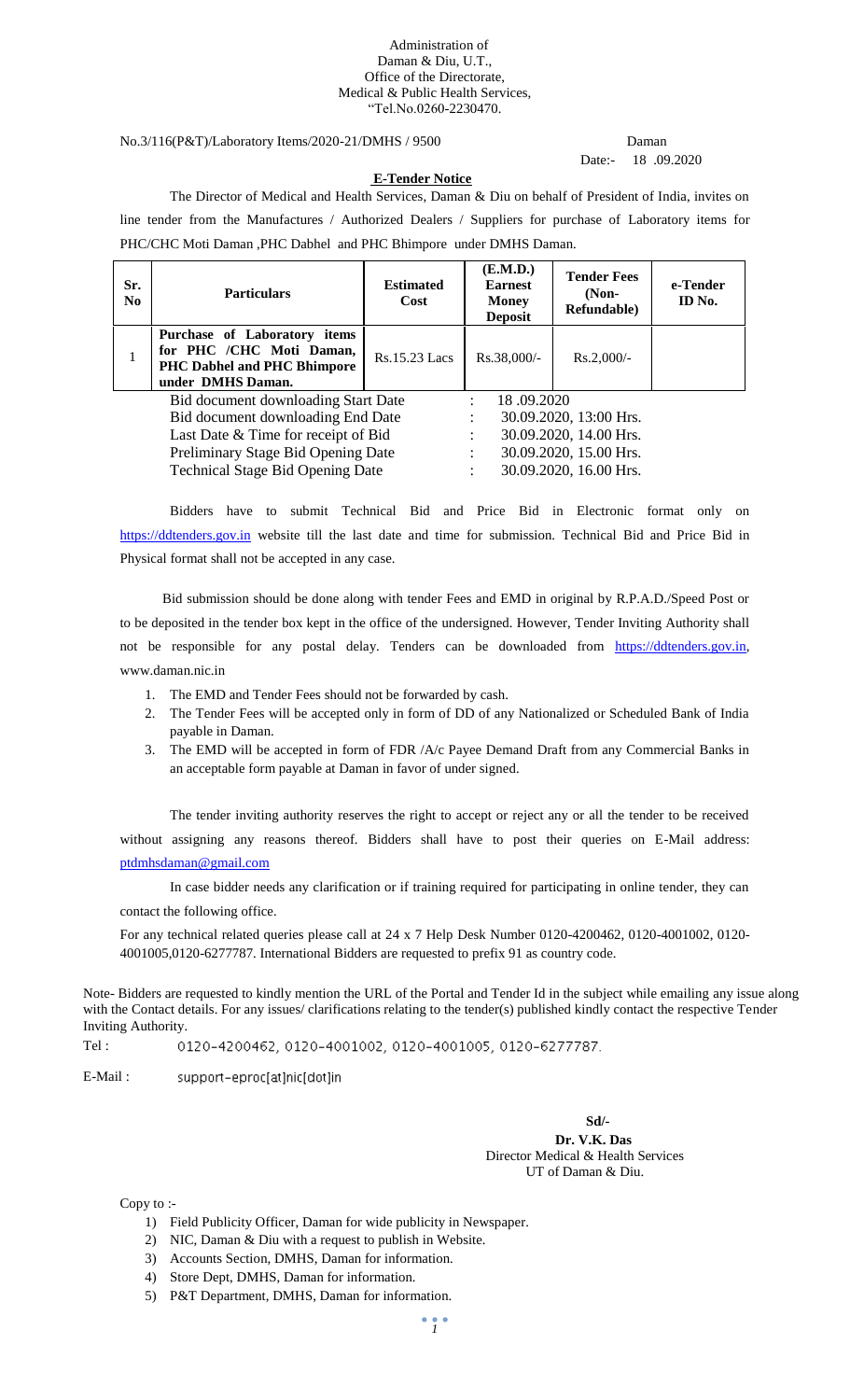Administration of
Daman & Diu, U.T.,
Office of the Directorate,
Medical & Public Health Services,
"Tel.No.0260-2230470.

No.3/116(P&T)/Laboratory Items/2020-21/DMHS / 9500 Daman

Date:- 18 .09.2020

## E-Tender Notice

The Director of Medical and Health Services, Daman & Diu on behalf of President of India, invites on line tender from the Manufactures / Authorized Dealers / Suppliers for purchase of Laboratory items for PHC/CHC Moti Daman ,PHC Dabhel and PHC Bhimpore under DMHS Daman.

| Sr. No | Particulars | Estimated Cost | (E.M.D.) Earnest Money Deposit | Tender Fees (Non-Refundable) | e-Tender ID No. |
|---|---|---|---|---|---|
| 1 | **Purchase of Laboratory items for PHC /CHC Moti Daman, PHC Dabhel and PHC Bhimpore under DMHS Daman.** | Rs.15.23 Lacs | Rs.38,000/- | Rs.2,000/- | |

| | | |
|---|---|---|
| Bid document downloading Start Date | : | 18 .09.2020 |
| Bid document downloading End Date | : | 30.09.2020, 13:00 Hrs. |
| Last Date & Time for receipt of Bid | : | 30.09.2020, 14.00 Hrs. |
| Preliminary Stage Bid Opening Date | : | 30.09.2020, 15.00 Hrs. |
| Technical Stage Bid Opening Date | : | 30.09.2020, 16.00 Hrs. |

Bidders have to submit Technical Bid and Price Bid in Electronic format only on https://ddtenders.gov.in website till the last date and time for submission. Technical Bid and Price Bid in Physical format shall not be accepted in any case.

Bid submission should be done along with tender Fees and EMD in original by R.P.A.D./Speed Post or to be deposited in the tender box kept in the office of the undersigned. However, Tender Inviting Authority shall not be responsible for any postal delay. Tenders can be downloaded from https://ddtenders.gov.in, www.daman.nic.in

1. The EMD and Tender Fees should not be forwarded by cash.
2. The Tender Fees will be accepted only in form of DD of any Nationalized or Scheduled Bank of India payable in Daman.
3. The EMD will be accepted in form of FDR /A/c Payee Demand Draft from any Commercial Banks in an acceptable form payable at Daman in favor of under signed.

The tender inviting authority reserves the right to accept or reject any or all the tender to be received without assigning any reasons thereof. Bidders shall have to post their queries on E-Mail address: ptdmhsdaman@gmail.com

In case bidder needs any clarification or if training required for participating in online tender, they can contact the following office.

For any technical related queries please call at 24 x 7 Help Desk Number 0120-4200462, 0120-4001002, 0120-4001005,0120-6277787. International Bidders are requested to prefix 91 as country code.

Note- Bidders are requested to kindly mention the URL of the Portal and Tender Id in the subject while emailing any issue along with the Contact details. For any issues/ clarifications relating to the tender(s) published kindly contact the respective Tender Inviting Authority.

Tel : 0120-4200462, 0120-4001002, 0120-4001005, 0120-6277787.

E-Mail : support-eproc[at]nic[dot]in

**Sd/-**
**Dr. V.K. Das**
Director Medical & Health Services
UT of Daman & Diu.

Copy to :-

1) Field Publicity Officer, Daman for wide publicity in Newspaper.
2) NIC, Daman & Diu with a request to publish in Website.
3) Accounts Section, DMHS, Daman for information.
4) Store Dept, DMHS, Daman for information.
5) P&T Department, DMHS, Daman for information.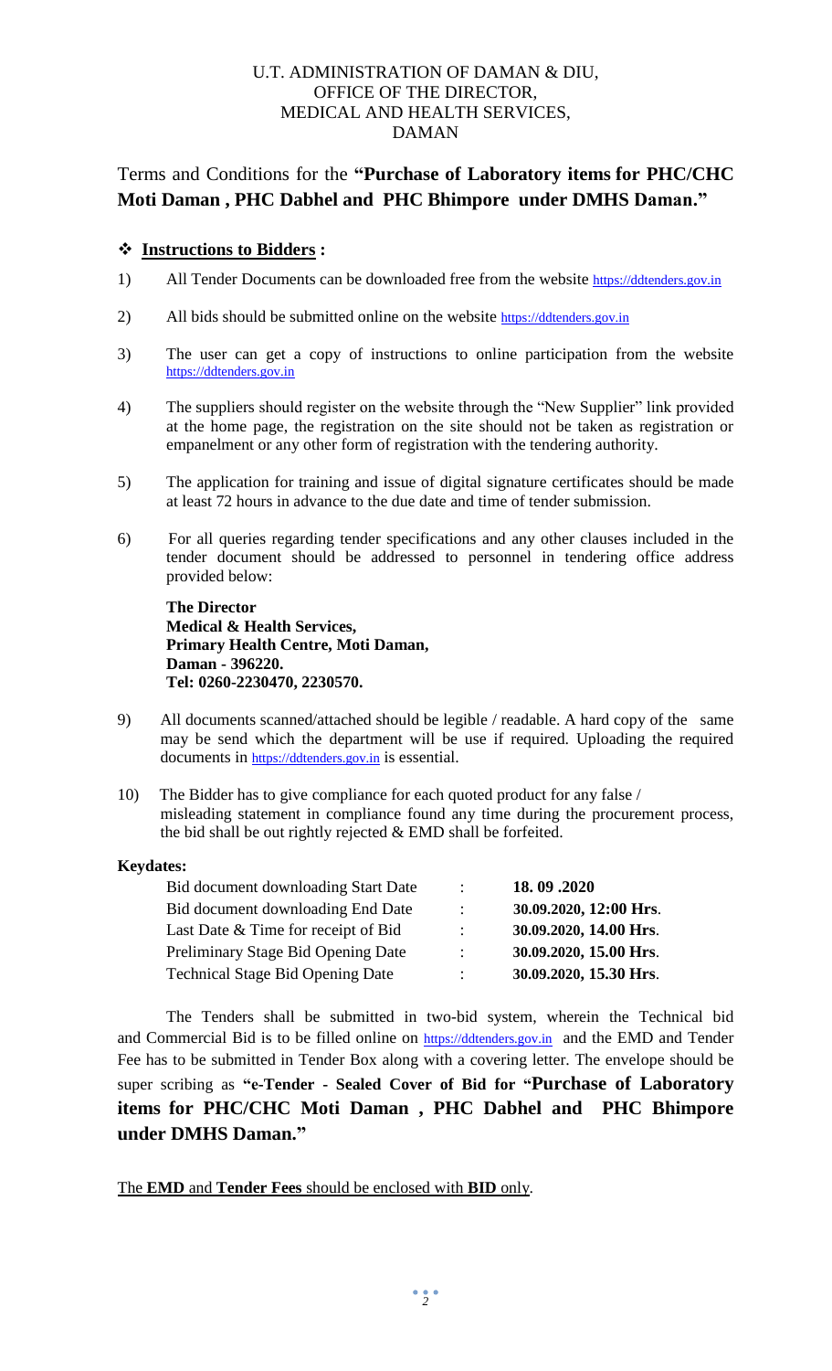U.T. ADMINISTRATION OF DAMAN & DIU,
OFFICE OF THE DIRECTOR,
MEDICAL AND HEALTH SERVICES,
DAMAN

## Terms and Conditions for the **"Purchase of Laboratory items for PHC/CHC Moti Daman , PHC Dabhel and PHC Bhimpore under DMHS Daman."**

### ❖ **Instructions to Bidders :**

1) All Tender Documents can be downloaded free from the website https://ddtenders.gov.in

2) All bids should be submitted online on the website https://ddtenders.gov.in

3) The user can get a copy of instructions to online participation from the website https://ddtenders.gov.in

4) The suppliers should register on the website through the "New Supplier" link provided at the home page, the registration on the site should not be taken as registration or empanelment or any other form of registration with the tendering authority.

5) The application for training and issue of digital signature certificates should be made at least 72 hours in advance to the due date and time of tender submission.

6) For all queries regarding tender specifications and any other clauses included in the tender document should be addressed to personnel in tendering office address provided below:

   **The Director**
   **Medical & Health Services,**
   **Primary Health Centre, Moti Daman,**
   **Daman - 396220.**
   **Tel: 0260-2230470, 2230570.**

9) All documents scanned/attached should be legible / readable. A hard copy of the same may be send which the department will be use if required. Uploading the required documents in https://ddtenders.gov.in is essential.

10) The Bidder has to give compliance for each quoted product for any false / misleading statement in compliance found any time during the procurement process, the bid shall be out rightly rejected & EMD shall be forfeited.

**Keydates:**

| | | |
|---|---|---|
| Bid document downloading Start Date | : | **18. 09 .2020** |
| Bid document downloading End Date | : | **30.09.2020, 12:00 Hrs**. |
| Last Date & Time for receipt of Bid | : | **30.09.2020, 14.00 Hrs**. |
| Preliminary Stage Bid Opening Date | : | **30.09.2020, 15.00 Hrs**. |
| Technical Stage Bid Opening Date | : | **30.09.2020, 15.30 Hrs**. |

The Tenders shall be submitted in two-bid system, wherein the Technical bid and Commercial Bid is to be filled online on https://ddtenders.gov.in and the EMD and Tender Fee has to be submitted in Tender Box along with a covering letter. The envelope should be super scribing as **"e-Tender - Sealed Cover of Bid for "Purchase of Laboratory items for PHC/CHC Moti Daman , PHC Dabhel and PHC Bhimpore under DMHS Daman."**

The **EMD** and **Tender Fees** should be enclosed with **BID** only.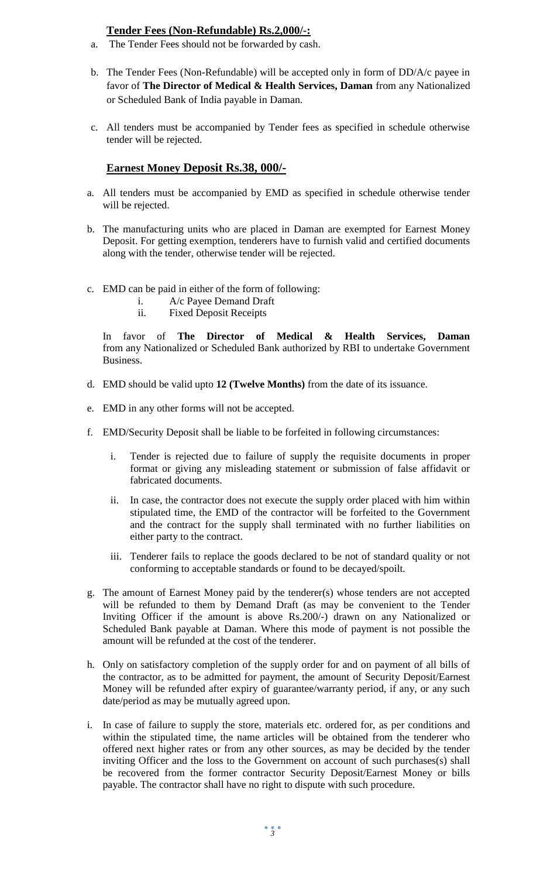## **Tender Fees (Non-Refundable) Rs.2,000/-:**

a. The Tender Fees should not be forwarded by cash.

b. The Tender Fees (Non-Refundable) will be accepted only in form of DD/A/c payee in favor of **The Director of Medical & Health Services, Daman** from any Nationalized or Scheduled Bank of India payable in Daman.

c. All tenders must be accompanied by Tender fees as specified in schedule otherwise tender will be rejected.

## **Earnest Money Deposit Rs.38, 000/-**

a. All tenders must be accompanied by EMD as specified in schedule otherwise tender will be rejected.

b. The manufacturing units who are placed in Daman are exempted for Earnest Money Deposit. For getting exemption, tenderers have to furnish valid and certified documents along with the tender, otherwise tender will be rejected.

c. EMD can be paid in either of the form of following:
   i. A/c Payee Demand Draft
   ii. Fixed Deposit Receipts

   In favor of **The Director of Medical & Health Services, Daman** from any Nationalized or Scheduled Bank authorized by RBI to undertake Government Business.

d. EMD should be valid upto **12 (Twelve Months)** from the date of its issuance.

e. EMD in any other forms will not be accepted.

f. EMD/Security Deposit shall be liable to be forfeited in following circumstances:

   i. Tender is rejected due to failure of supply the requisite documents in proper format or giving any misleading statement or submission of false affidavit or fabricated documents.

   ii. In case, the contractor does not execute the supply order placed with him within stipulated time, the EMD of the contractor will be forfeited to the Government and the contract for the supply shall terminated with no further liabilities on either party to the contract.

   iii. Tenderer fails to replace the goods declared to be not of standard quality or not conforming to acceptable standards or found to be decayed/spoilt.

g. The amount of Earnest Money paid by the tenderer(s) whose tenders are not accepted will be refunded to them by Demand Draft (as may be convenient to the Tender Inviting Officer if the amount is above Rs.200/-) drawn on any Nationalized or Scheduled Bank payable at Daman. Where this mode of payment is not possible the amount will be refunded at the cost of the tenderer.

h. Only on satisfactory completion of the supply order for and on payment of all bills of the contractor, as to be admitted for payment, the amount of Security Deposit/Earnest Money will be refunded after expiry of guarantee/warranty period, if any, or any such date/period as may be mutually agreed upon.

i. In case of failure to supply the store, materials etc. ordered for, as per conditions and within the stipulated time, the name articles will be obtained from the tenderer who offered next higher rates or from any other sources, as may be decided by the tender inviting Officer and the loss to the Government on account of such purchases(s) shall be recovered from the former contractor Security Deposit/Earnest Money or bills payable. The contractor shall have no right to dispute with such procedure.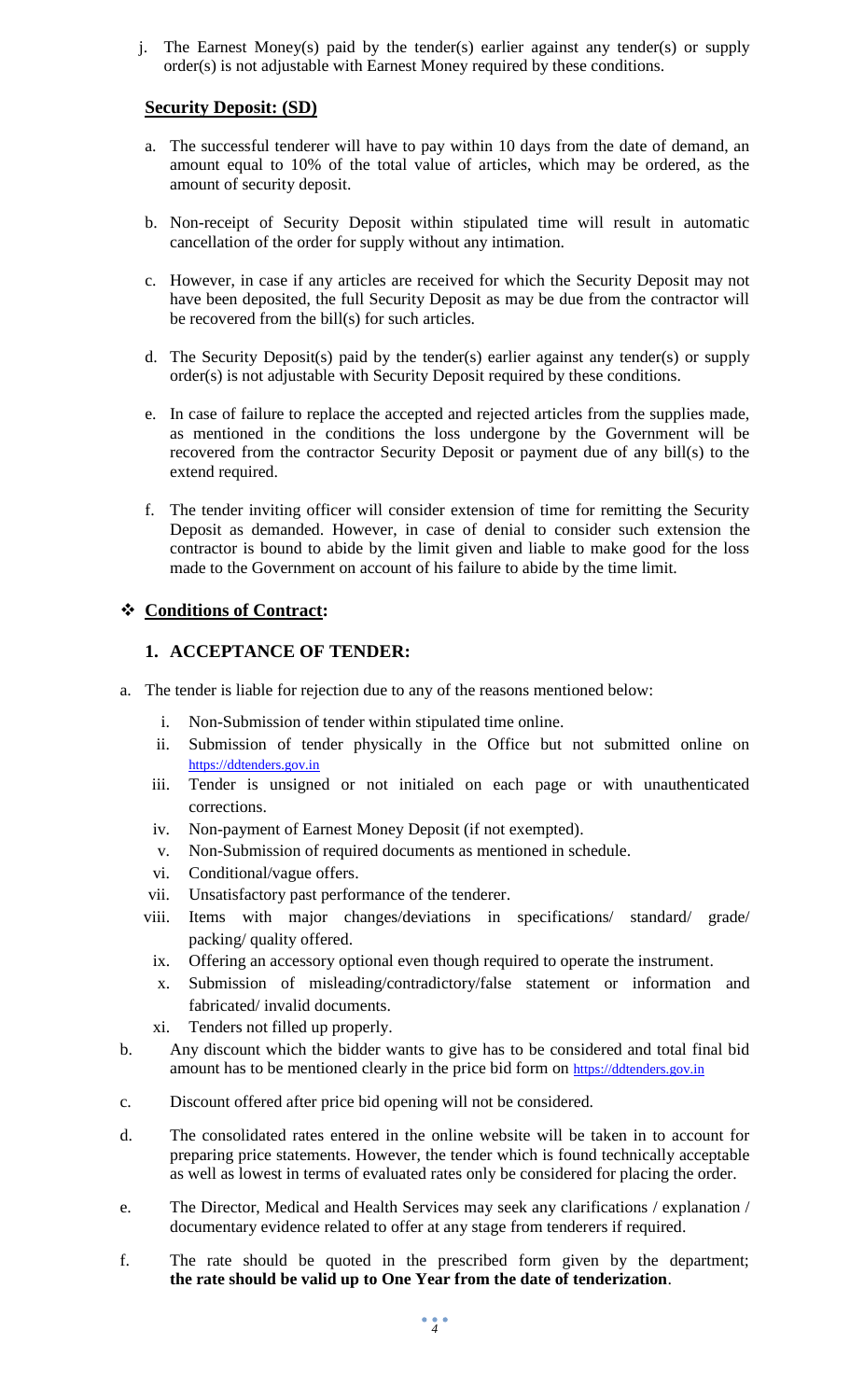j. The Earnest Money(s) paid by the tender(s) earlier against any tender(s) or supply order(s) is not adjustable with Earnest Money required by these conditions.

## **Security Deposit: (SD)**

a. The successful tenderer will have to pay within 10 days from the date of demand, an amount equal to 10% of the total value of articles, which may be ordered, as the amount of security deposit.

b. Non-receipt of Security Deposit within stipulated time will result in automatic cancellation of the order for supply without any intimation.

c. However, in case if any articles are received for which the Security Deposit may not have been deposited, the full Security Deposit as may be due from the contractor will be recovered from the bill(s) for such articles.

d. The Security Deposit(s) paid by the tender(s) earlier against any tender(s) or supply order(s) is not adjustable with Security Deposit required by these conditions.

e. In case of failure to replace the accepted and rejected articles from the supplies made, as mentioned in the conditions the loss undergone by the Government will be recovered from the contractor Security Deposit or payment due of any bill(s) to the extend required.

f. The tender inviting officer will consider extension of time for remitting the Security Deposit as demanded. However, in case of denial to consider such extension the contractor is bound to abide by the limit given and liable to make good for the loss made to the Government on account of his failure to abide by the time limit.

## ❖ **Conditions of Contract:**

### **1. ACCEPTANCE OF TENDER:**

a. The tender is liable for rejection due to any of the reasons mentioned below:

   i. Non-Submission of tender within stipulated time online.
   ii. Submission of tender physically in the Office but not submitted online on https://ddtenders.gov.in
   iii. Tender is unsigned or not initialed on each page or with unauthenticated corrections.
   iv. Non-payment of Earnest Money Deposit (if not exempted).
   v. Non-Submission of required documents as mentioned in schedule.
   vi. Conditional/vague offers.
   vii. Unsatisfactory past performance of the tenderer.
   viii. Items with major changes/deviations in specifications/ standard/ grade/ packing/ quality offered.
   ix. Offering an accessory optional even though required to operate the instrument.
   x. Submission of misleading/contradictory/false statement or information and fabricated/ invalid documents.
   xi. Tenders not filled up properly.

b. Any discount which the bidder wants to give has to be considered and total final bid amount has to be mentioned clearly in the price bid form on https://ddtenders.gov.in

c. Discount offered after price bid opening will not be considered.

d. The consolidated rates entered in the online website will be taken in to account for preparing price statements. However, the tender which is found technically acceptable as well as lowest in terms of evaluated rates only be considered for placing the order.

e. The Director, Medical and Health Services may seek any clarifications / explanation / documentary evidence related to offer at any stage from tenderers if required.

f. The rate should be quoted in the prescribed form given by the department; **the rate should be valid up to One Year from the date of tenderization**.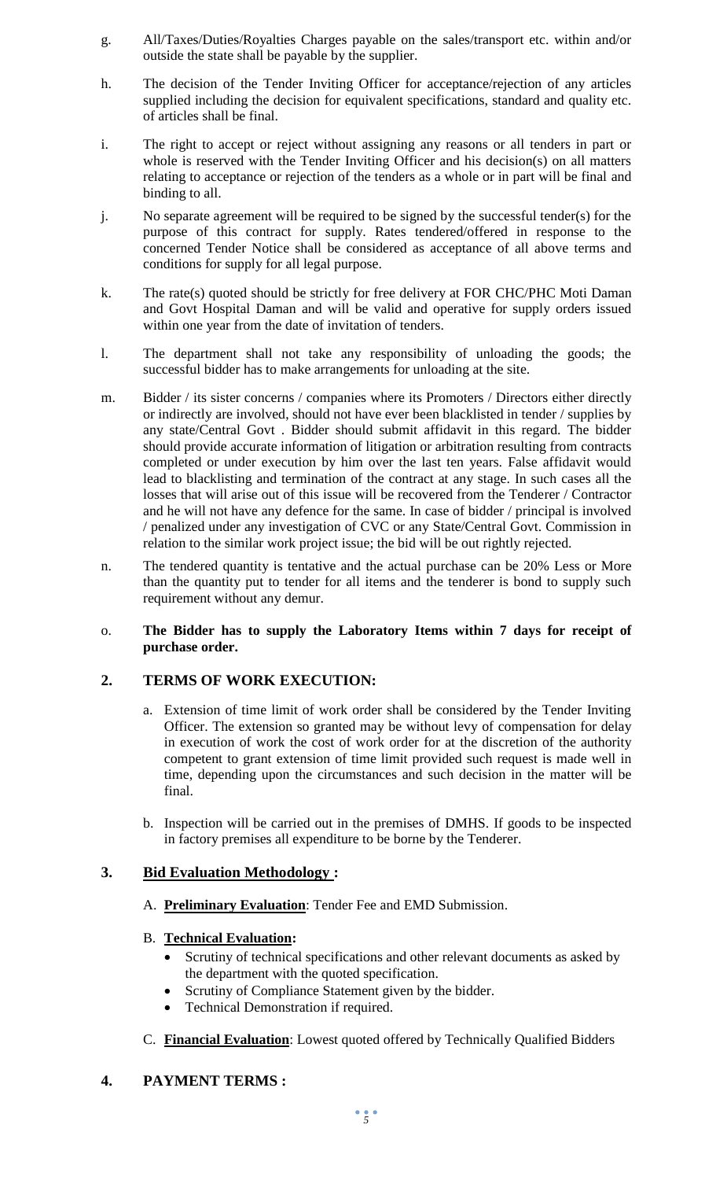g. All/Taxes/Duties/Royalties Charges payable on the sales/transport etc. within and/or outside the state shall be payable by the supplier.

h. The decision of the Tender Inviting Officer for acceptance/rejection of any articles supplied including the decision for equivalent specifications, standard and quality etc. of articles shall be final.

i. The right to accept or reject without assigning any reasons or all tenders in part or whole is reserved with the Tender Inviting Officer and his decision(s) on all matters relating to acceptance or rejection of the tenders as a whole or in part will be final and binding to all.

j. No separate agreement will be required to be signed by the successful tender(s) for the purpose of this contract for supply. Rates tendered/offered in response to the concerned Tender Notice shall be considered as acceptance of all above terms and conditions for supply for all legal purpose.

k. The rate(s) quoted should be strictly for free delivery at FOR CHC/PHC Moti Daman and Govt Hospital Daman and will be valid and operative for supply orders issued within one year from the date of invitation of tenders.

l. The department shall not take any responsibility of unloading the goods; the successful bidder has to make arrangements for unloading at the site.

m. Bidder / its sister concerns / companies where its Promoters / Directors either directly or indirectly are involved, should not have ever been blacklisted in tender / supplies by any state/Central Govt . Bidder should submit affidavit in this regard. The bidder should provide accurate information of litigation or arbitration resulting from contracts completed or under execution by him over the last ten years. False affidavit would lead to blacklisting and termination of the contract at any stage. In such cases all the losses that will arise out of this issue will be recovered from the Tenderer / Contractor and he will not have any defence for the same. In case of bidder / principal is involved / penalized under any investigation of CVC or any State/Central Govt. Commission in relation to the similar work project issue; the bid will be out rightly rejected.

n. The tendered quantity is tentative and the actual purchase can be 20% Less or More than the quantity put to tender for all items and the tenderer is bond to supply such requirement without any demur.

o. **The Bidder has to supply the Laboratory Items within 7 days for receipt of purchase order.**

## 2. TERMS OF WORK EXECUTION:

a. Extension of time limit of work order shall be considered by the Tender Inviting Officer. The extension so granted may be without levy of compensation for delay in execution of work the cost of work order for at the discretion of the authority competent to grant extension of time limit provided such request is made well in time, depending upon the circumstances and such decision in the matter will be final.

b. Inspection will be carried out in the premises of DMHS. If goods to be inspected in factory premises all expenditure to be borne by the Tenderer.

## 3. Bid Evaluation Methodology :

A. **Preliminary Evaluation**: Tender Fee and EMD Submission.

B. **Technical Evaluation:**

- Scrutiny of technical specifications and other relevant documents as asked by the department with the quoted specification.
- Scrutiny of Compliance Statement given by the bidder.
- Technical Demonstration if required.

C. **Financial Evaluation**: Lowest quoted offered by Technically Qualified Bidders

## 4. PAYMENT TERMS :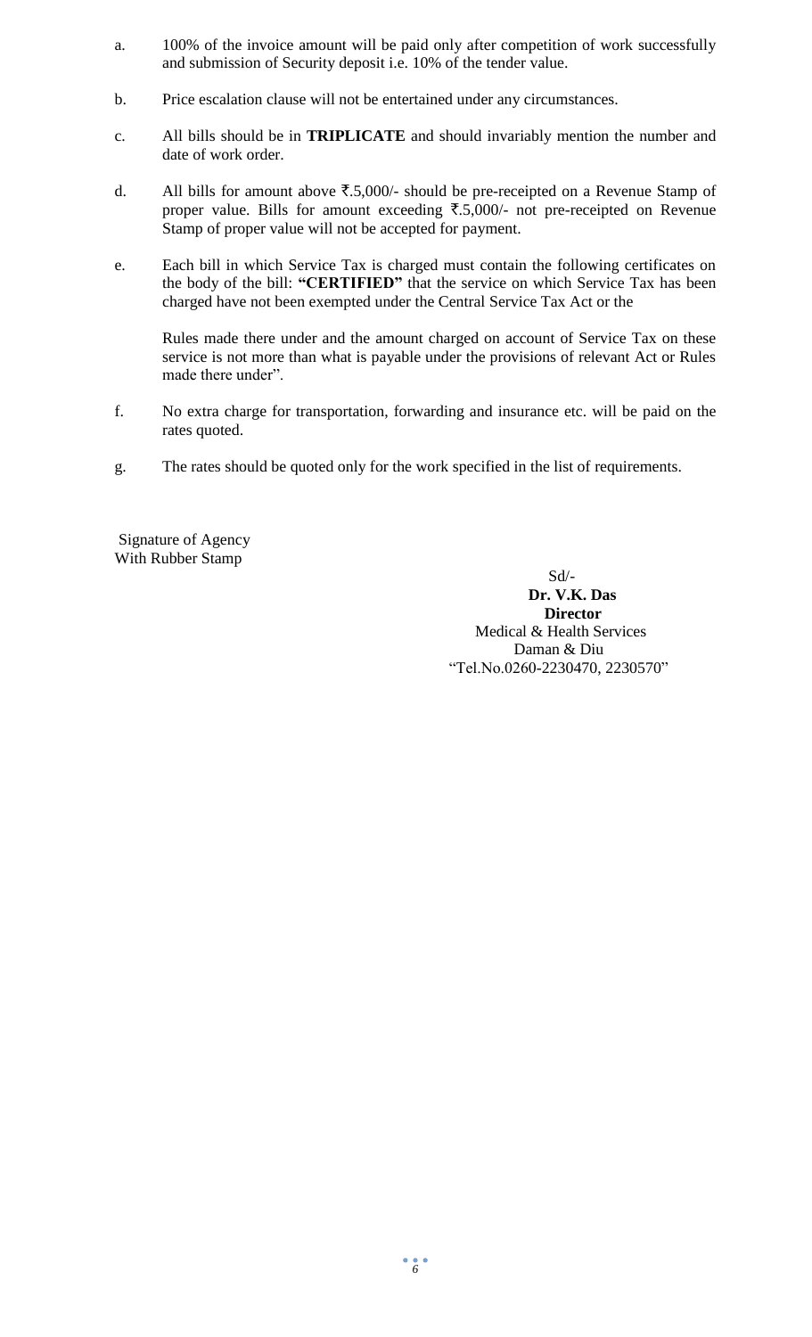a. 100% of the invoice amount will be paid only after competition of work successfully and submission of Security deposit i.e. 10% of the tender value.

b. Price escalation clause will not be entertained under any circumstances.

c. All bills should be in **TRIPLICATE** and should invariably mention the number and date of work order.

d. All bills for amount above ₹.5,000/- should be pre-receipted on a Revenue Stamp of proper value. Bills for amount exceeding ₹.5,000/- not pre-receipted on Revenue Stamp of proper value will not be accepted for payment.

e. Each bill in which Service Tax is charged must contain the following certificates on the body of the bill: **"CERTIFIED"** that the service on which Service Tax has been charged have not been exempted under the Central Service Tax Act or the

   Rules made there under and the amount charged on account of Service Tax on these service is not more than what is payable under the provisions of relevant Act or Rules made there under".

f. No extra charge for transportation, forwarding and insurance etc. will be paid on the rates quoted.

g. The rates should be quoted only for the work specified in the list of requirements.

Signature of Agency
With Rubber Stamp

Sd/-
**Dr. V.K. Das**
**Director**
Medical & Health Services
Daman & Diu
"Tel.No.0260-2230470, 2230570"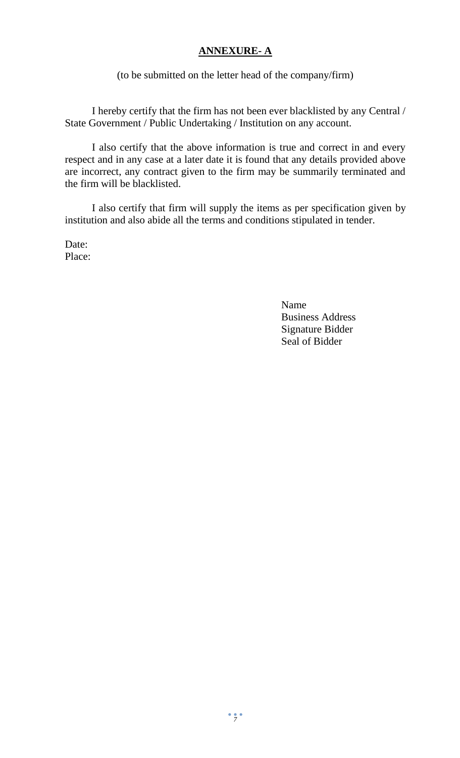## ANNEXURE- A

(to be submitted on the letter head of the company/firm)

I hereby certify that the firm has not been ever blacklisted by any Central / State Government / Public Undertaking / Institution on any account.

I also certify that the above information is true and correct in and every respect and in any case at a later date it is found that any details provided above are incorrect, any contract given to the firm may be summarily terminated and the firm will be blacklisted.

I also certify that firm will supply the items as per specification given by institution and also abide all the terms and conditions stipulated in tender.

Date:
Place:

Name
Business Address
Signature Bidder
Seal of Bidder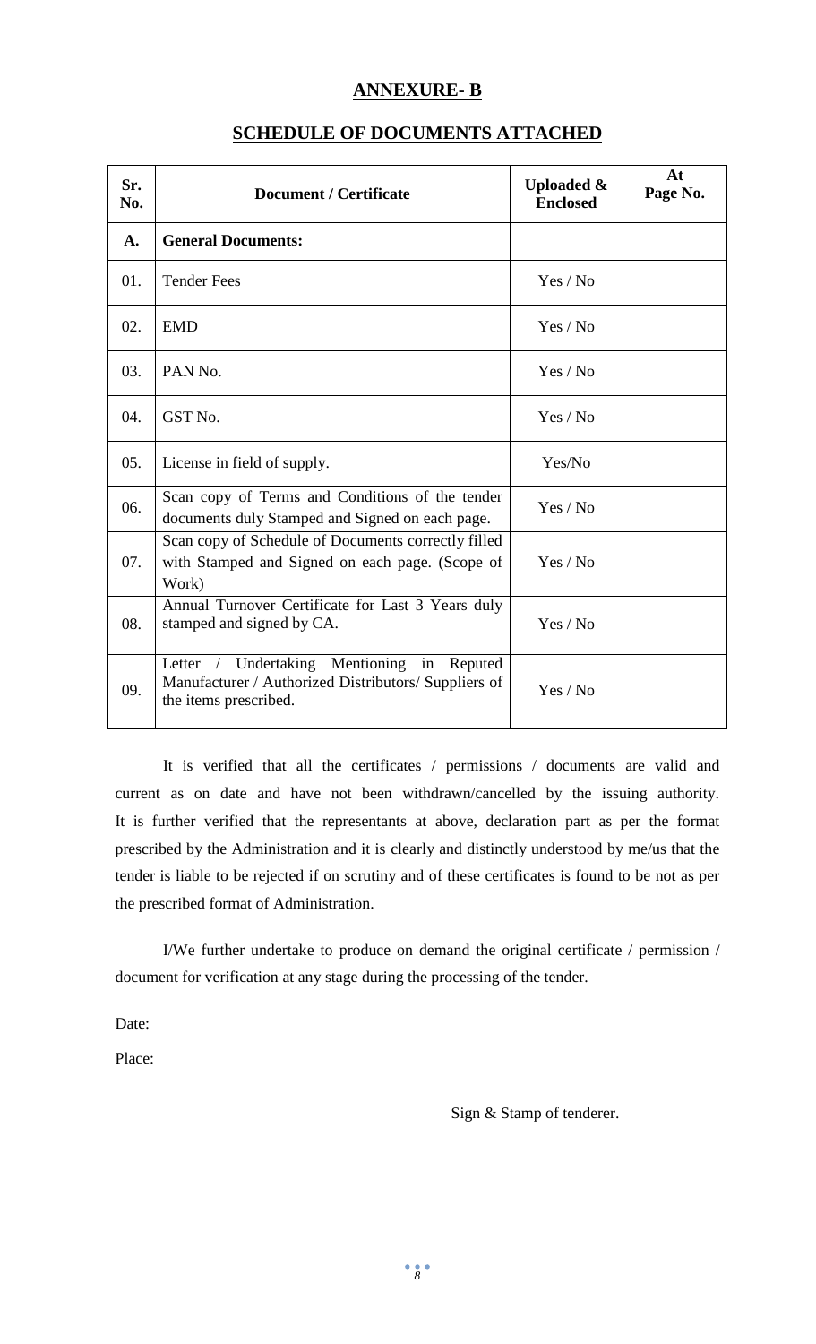## ANNEXURE- B

## SCHEDULE OF DOCUMENTS ATTACHED

| Sr. No. | Document / Certificate | Uploaded & Enclosed | At Page No. |
|---|---|---|---|
| **A.** | **General Documents:** | | |
| 01. | Tender Fees | Yes / No | |
| 02. | EMD | Yes / No | |
| 03. | PAN No. | Yes / No | |
| 04. | GST No. | Yes / No | |
| 05. | License in field of supply. | Yes/No | |
| 06. | Scan copy of Terms and Conditions of the tender documents duly Stamped and Signed on each page. | Yes / No | |
| 07. | Scan copy of Schedule of Documents correctly filled with Stamped and Signed on each page. (Scope of Work) | Yes / No | |
| 08. | Annual Turnover Certificate for Last 3 Years duly stamped and signed by CA. | Yes / No | |
| 09. | Letter / Undertaking Mentioning in Reputed Manufacturer / Authorized Distributors/ Suppliers of the items prescribed. | Yes / No | |

It is verified that all the certificates / permissions / documents are valid and current as on date and have not been withdrawn/cancelled by the issuing authority. It is further verified that the representants at above, declaration part as per the format prescribed by the Administration and it is clearly and distinctly understood by me/us that the tender is liable to be rejected if on scrutiny and of these certificates is found to be not as per the prescribed format of Administration.

I/We further undertake to produce on demand the original certificate / permission / document for verification at any stage during the processing of the tender.

Date:

Place:

Sign & Stamp of tenderer.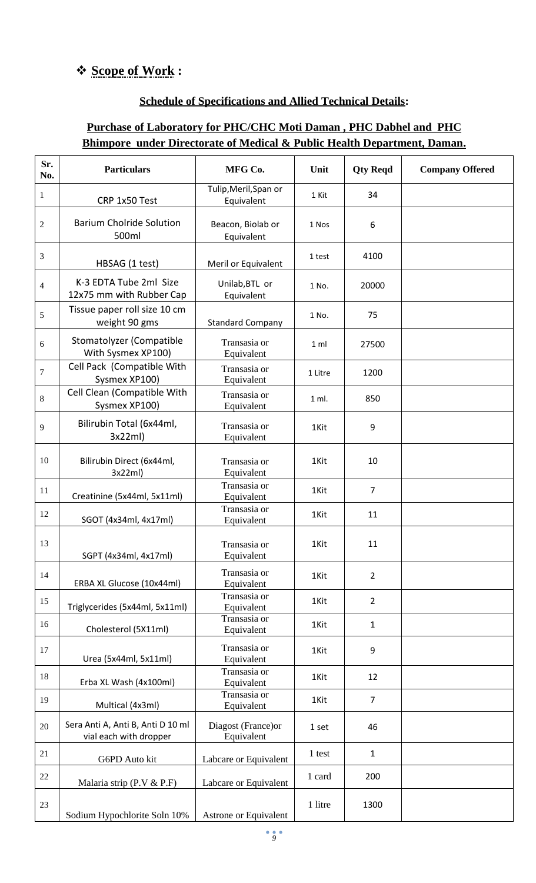## ❖ **Scope of Work :**

### **Schedule of Specifications and Allied Technical Details:**

### **Purchase of Laboratory for PHC/CHC Moti Daman , PHC Dabhel and PHC Bhimpore under Directorate of Medical & Public Health Department, Daman.**

| Sr. No. | Particulars | MFG Co. | Unit | Qty Reqd | Company Offered |
|---|---|---|---|---|---|
| 1 | CRP 1x50 Test | Tulip,Meril,Span or Equivalent | 1 Kit | 34 | |
| 2 | Barium Cholride Solution 500ml | Beacon, Biolab or Equivalent | 1 Nos | 6 | |
| 3 | HBSAG (1 test) | Meril or Equivalent | 1 test | 4100 | |
| 4 | K-3 EDTA Tube 2ml Size 12x75 mm with Rubber Cap | Unilab,BTL or Equivalent | 1 No. | 20000 | |
| 5 | Tissue paper roll size 10 cm weight 90 gms | Standard Company | 1 No. | 75 | |
| 6 | Stomatolyzer (Compatible With Sysmex XP100) | Transasia or Equivalent | 1 ml | 27500 | |
| 7 | Cell Pack (Compatible With Sysmex XP100) | Transasia or Equivalent | 1 Litre | 1200 | |
| 8 | Cell Clean (Compatible With Sysmex XP100) | Transasia or Equivalent | 1 ml. | 850 | |
| 9 | Bilirubin Total (6x44ml, 3x22ml) | Transasia or Equivalent | 1Kit | 9 | |
| 10 | Bilirubin Direct (6x44ml, 3x22ml) | Transasia or Equivalent | 1Kit | 10 | |
| 11 | Creatinine (5x44ml, 5x11ml) | Transasia or Equivalent | 1Kit | 7 | |
| 12 | SGOT (4x34ml, 4x17ml) | Transasia or Equivalent | 1Kit | 11 | |
| 13 | SGPT (4x34ml, 4x17ml) | Transasia or Equivalent | 1Kit | 11 | |
| 14 | ERBA XL Glucose (10x44ml) | Transasia or Equivalent | 1Kit | 2 | |
| 15 | Triglycerides (5x44ml, 5x11ml) | Transasia or Equivalent | 1Kit | 2 | |
| 16 | Cholesterol (5X11ml) | Transasia or Equivalent | 1Kit | 1 | |
| 17 | Urea (5x44ml, 5x11ml) | Transasia or Equivalent | 1Kit | 9 | |
| 18 | Erba XL Wash (4x100ml) | Transasia or Equivalent | 1Kit | 12 | |
| 19 | Multical (4x3ml) | Transasia or Equivalent | 1Kit | 7 | |
| 20 | Sera Anti A, Anti B, Anti D 10 ml vial each with dropper | Diagost (France)or Equivalent | 1 set | 46 | |
| 21 | G6PD Auto kit | Labcare or Equivalent | 1 test | 1 | |
| 22 | Malaria strip (P.V & P.F) | Labcare or Equivalent | 1 card | 200 | |
| 23 | Sodium Hypochlorite Soln 10% | Astrone or Equivalent | 1 litre | 1300 | |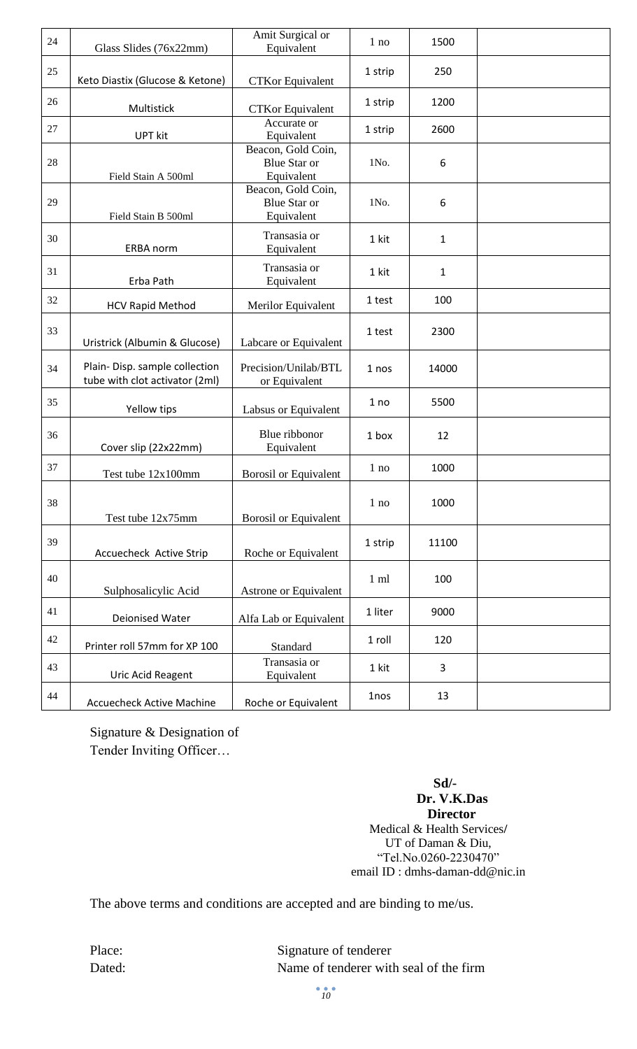| | | | | | |
|---|---|---|---|---|---|
| 24 | Glass Slides (76x22mm) | Amit Surgical or Equivalent | 1 no | 1500 | |
| 25 | Keto Diastix (Glucose & Ketone) | CTKor Equivalent | 1 strip | 250 | |
| 26 | Multistick | CTKor Equivalent | 1 strip | 1200 | |
| 27 | UPT kit | Accurate or Equivalent | 1 strip | 2600 | |
| 28 | Field Stain A 500ml | Beacon, Gold Coin, Blue Star or Equivalent | 1No. | 6 | |
| 29 | Field Stain B 500ml | Beacon, Gold Coin, Blue Star or Equivalent | 1No. | 6 | |
| 30 | ERBA norm | Transasia or Equivalent | 1 kit | 1 | |
| 31 | Erba Path | Transasia or Equivalent | 1 kit | 1 | |
| 32 | HCV Rapid Method | Merilor Equivalent | 1 test | 100 | |
| 33 | Uristrick (Albumin & Glucose) | Labcare or Equivalent | 1 test | 2300 | |
| 34 | Plain- Disp. sample collection tube with clot activator (2ml) | Precision/Unilab/BTL or Equivalent | 1 nos | 14000 | |
| 35 | Yellow tips | Labsus or Equivalent | 1 no | 5500 | |
| 36 | Cover slip (22x22mm) | Blue ribbonor Equivalent | 1 box | 12 | |
| 37 | Test tube 12x100mm | Borosil or Equivalent | 1 no | 1000 | |
| 38 | Test tube 12x75mm | Borosil or Equivalent | 1 no | 1000 | |
| 39 | Accuecheck Active Strip | Roche or Equivalent | 1 strip | 11100 | |
| 40 | Sulphosalicylic Acid | Astrone or Equivalent | 1 ml | 100 | |
| 41 | Deionised Water | Alfa Lab or Equivalent | 1 liter | 9000 | |
| 42 | Printer roll 57mm for XP 100 | Standard | 1 roll | 120 | |
| 43 | Uric Acid Reagent | Transasia or Equivalent | 1 kit | 3 | |
| 44 | Accuecheck Active Machine | Roche or Equivalent | 1nos | 13 | |

Signature & Designation of
Tender Inviting Officer…

**Sd/-**
**Dr. V.K.Das**
**Director**
Medical & Health Services/
UT of Daman & Diu,
"Tel.No.0260-2230470"
email ID : dmhs-daman-dd@nic.in

The above terms and conditions are accepted and are binding to me/us.

Place: Signature of tenderer
Dated: Name of tenderer with seal of the firm